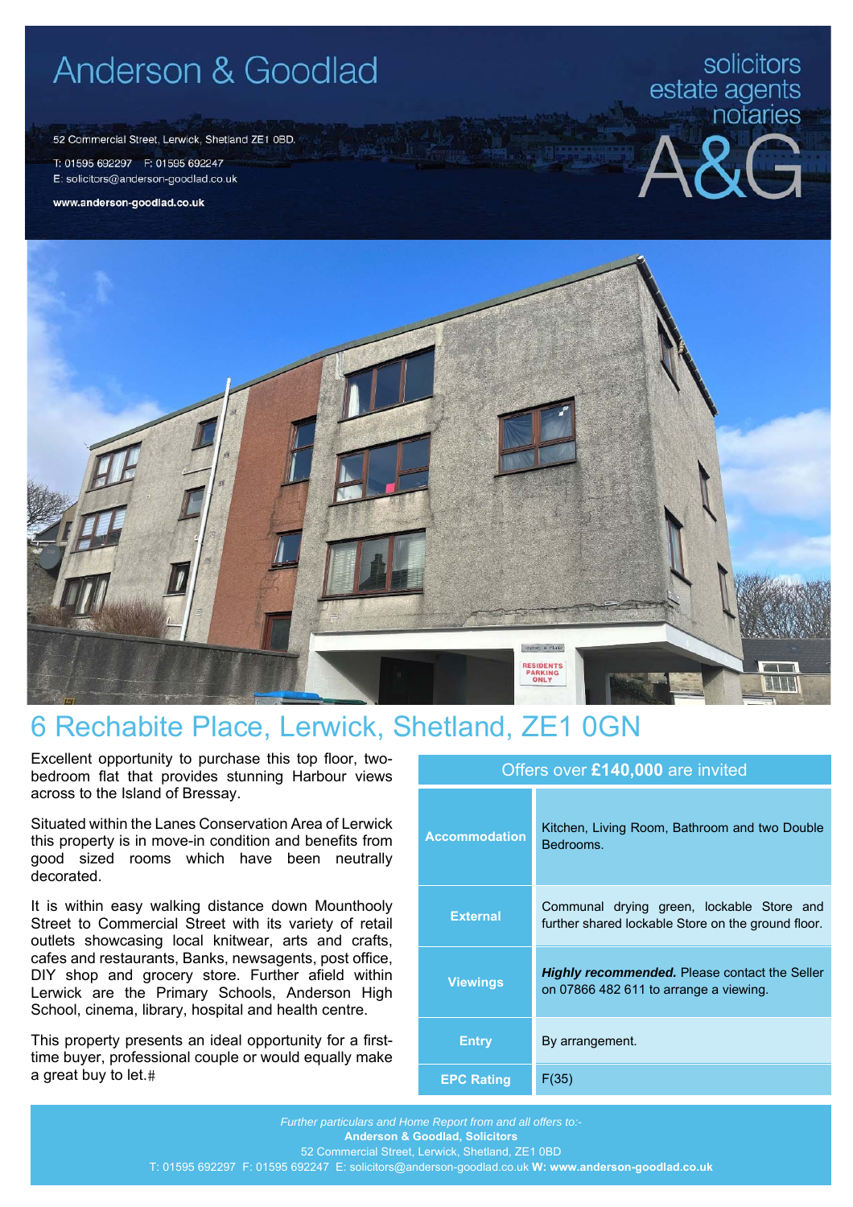# Anderson & Goodlad

52 Commercial Street, Lerwick, Shetland ZE1 0BD.

T: 01595 692297 F: 01595 692247

E: solicitors@anderson-goodlad.co.uk

**www.anderson-goodlad.co.uk**

solicitors
estate agents
notaries

A&G

## 6 Rechabite Place, Lerwick, Shetland, ZE1 0GN

Excellent opportunity to purchase this top floor, two-bedroom flat that provides stunning Harbour views across to the Island of Bressay.

Situated within the Lanes Conservation Area of Lerwick this property is in move-in condition and benefits from good sized rooms which have been neutrally decorated.

It is within easy walking distance down Mounthooly Street to Commercial Street with its variety of retail outlets showcasing local knitwear, arts and crafts, cafes and restaurants, Banks, newsagents, post office, DIY shop and grocery store. Further afield within Lerwick are the Primary Schools, Anderson High School, cinema, library, hospital and health centre.

This property presents an ideal opportunity for a first-time buyer, professional couple or would equally make a great buy to let.#

| Offers over **£140,000** are invited | |
|---|---|
| **Accommodation** | Kitchen, Living Room, Bathroom and two Double Bedrooms. |
| **External** | Communal drying green, lockable Store and further shared lockable Store on the ground floor. |
| **Viewings** | ***Highly recommended.*** Please contact the Seller on 07866 482 611 to arrange a viewing. |
| **Entry** | By arrangement. |
| **EPC Rating** | F(35) |

*Further particulars and Home Report from and all offers to:-*
**Anderson & Goodlad, Solicitors**
52 Commercial Street, Lerwick, Shetland, ZE1 0BD
T: 01595 692297 F: 01595 692247 E: solicitors@anderson-goodlad.co.uk **W: www.anderson-goodlad.co.uk**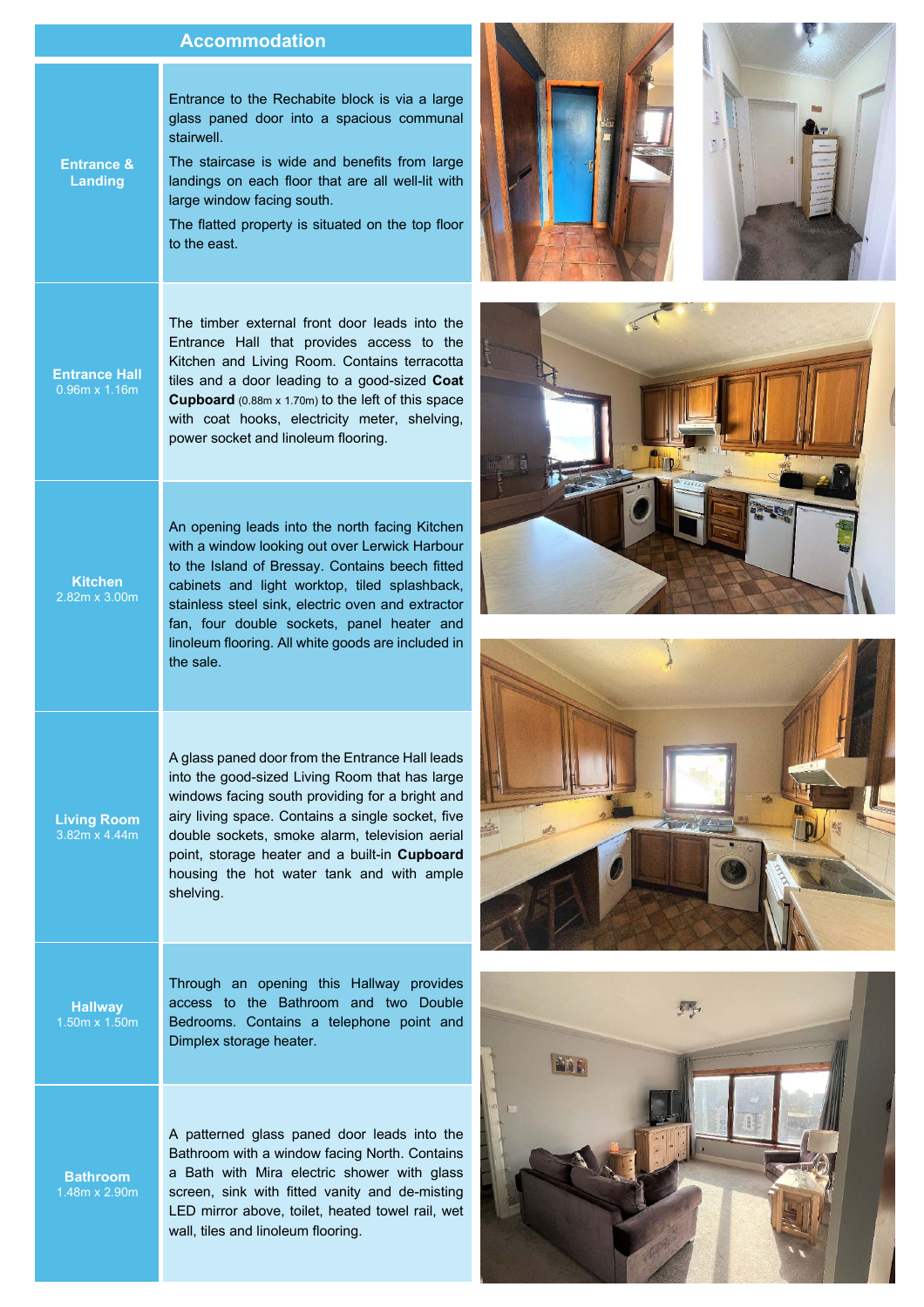## Accommodation

| Room | Description |
|---|---|
| **Entrance & Landing** | Entrance to the Rechabite block is via a large glass paned door into a spacious communal stairwell.<br>The staircase is wide and benefits from large landings on each floor that are all well-lit with large window facing south.<br>The flatted property is situated on the top floor to the east. |
| **Entrance Hall**<br>0.96m x 1.16m | The timber external front door leads into the Entrance Hall that provides access to the Kitchen and Living Room. Contains terracotta tiles and a door leading to a good-sized **Coat Cupboard** (0.88m x 1.70m) to the left of this space with coat hooks, electricity meter, shelving, power socket and linoleum flooring. |
| **Kitchen**<br>2.82m x 3.00m | An opening leads into the north facing Kitchen with a window looking out over Lerwick Harbour to the Island of Bressay. Contains beech fitted cabinets and light worktop, tiled splashback, stainless steel sink, electric oven and extractor fan, four double sockets, panel heater and linoleum flooring. All white goods are included in the sale. |
| **Living Room**<br>3.82m x 4.44m | A glass paned door from the Entrance Hall leads into the good-sized Living Room that has large windows facing south providing for a bright and airy living space. Contains a single socket, five double sockets, smoke alarm, television aerial point, storage heater and a built-in **Cupboard** housing the hot water tank and with ample shelving. |
| **Hallway**<br>1.50m x 1.50m | Through an opening this Hallway provides access to the Bathroom and two Double Bedrooms. Contains a telephone point and Dimplex storage heater. |
| **Bathroom**<br>1.48m x 2.90m | A patterned glass paned door leads into the Bathroom with a window facing North. Contains a Bath with Mira electric shower with glass screen, sink with fitted vanity and de-misting LED mirror above, toilet, heated towel rail, wet wall, tiles and linoleum flooring. |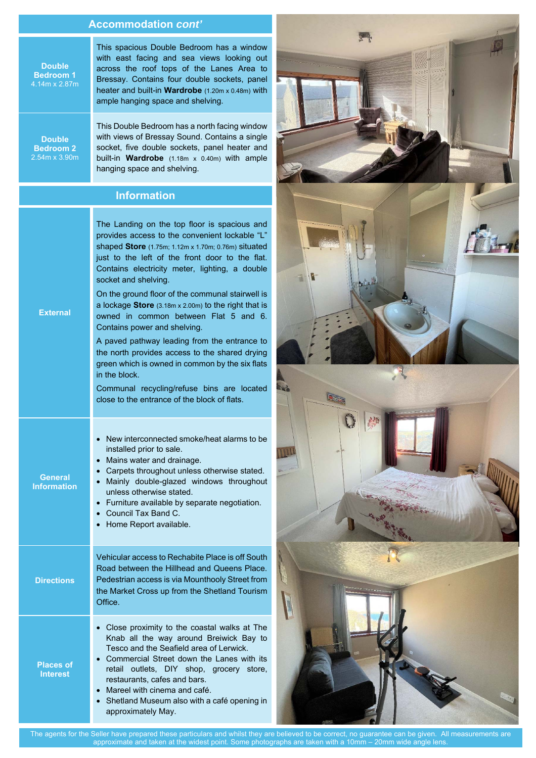## Accommodation *cont'*

| | |
|---|---|
| **Double Bedroom 1** 4.14m x 2.87m | This spacious Double Bedroom has a window with east facing and sea views looking out across the roof tops of the Lanes Area to Bressay. Contains four double sockets, panel heater and built-in **Wardrobe** (1.20m x 0.48m) with ample hanging space and shelving. |
| **Double Bedroom 2** 2.54m x 3.90m | This Double Bedroom has a north facing window with views of Bressay Sound. Contains a single socket, five double sockets, panel heater and built-in **Wardrobe** (1.18m x 0.40m) with ample hanging space and shelving. |

## Information

**External**

The Landing on the top floor is spacious and provides access to the convenient lockable "L" shaped **Store** (1.75m; 1.12m x 1.70m; 0.76m) situated just to the left of the front door to the flat. Contains electricity meter, lighting, a double socket and shelving.

On the ground floor of the communal stairwell is a lockage **Store** (3.18m x 2.00m) to the right that is owned in common between Flat 5 and 6. Contains power and shelving.

A paved pathway leading from the entrance to the north provides access to the shared drying green which is owned in common by the six flats in the block.

Communal recycling/refuse bins are located close to the entrance of the block of flats.

**General Information**

- New interconnected smoke/heat alarms to be installed prior to sale.
- Mains water and drainage.
- Carpets throughout unless otherwise stated.
- Mainly double-glazed windows throughout unless otherwise stated.
- Furniture available by separate negotiation.
- Council Tax Band C.
- Home Report available.

**Directions**

Vehicular access to Rechabite Place is off South Road between the Hillhead and Queens Place. Pedestrian access is via Mounthooly Street from the Market Cross up from the Shetland Tourism Office.

**Places of Interest**

- Close proximity to the coastal walks at The Knab all the way around Breiwick Bay to Tesco and the Seafield area of Lerwick.
- Commercial Street down the Lanes with its retail outlets, DIY shop, grocery store, restaurants, cafes and bars.
- Mareel with cinema and café.
- Shetland Museum also with a café opening in approximately May.

The agents for the Seller have prepared these particulars and whilst they are believed to be correct, no guarantee can be given. All measurements are approximate and taken at the widest point. Some photographs are taken with a 10mm – 20mm wide angle lens.